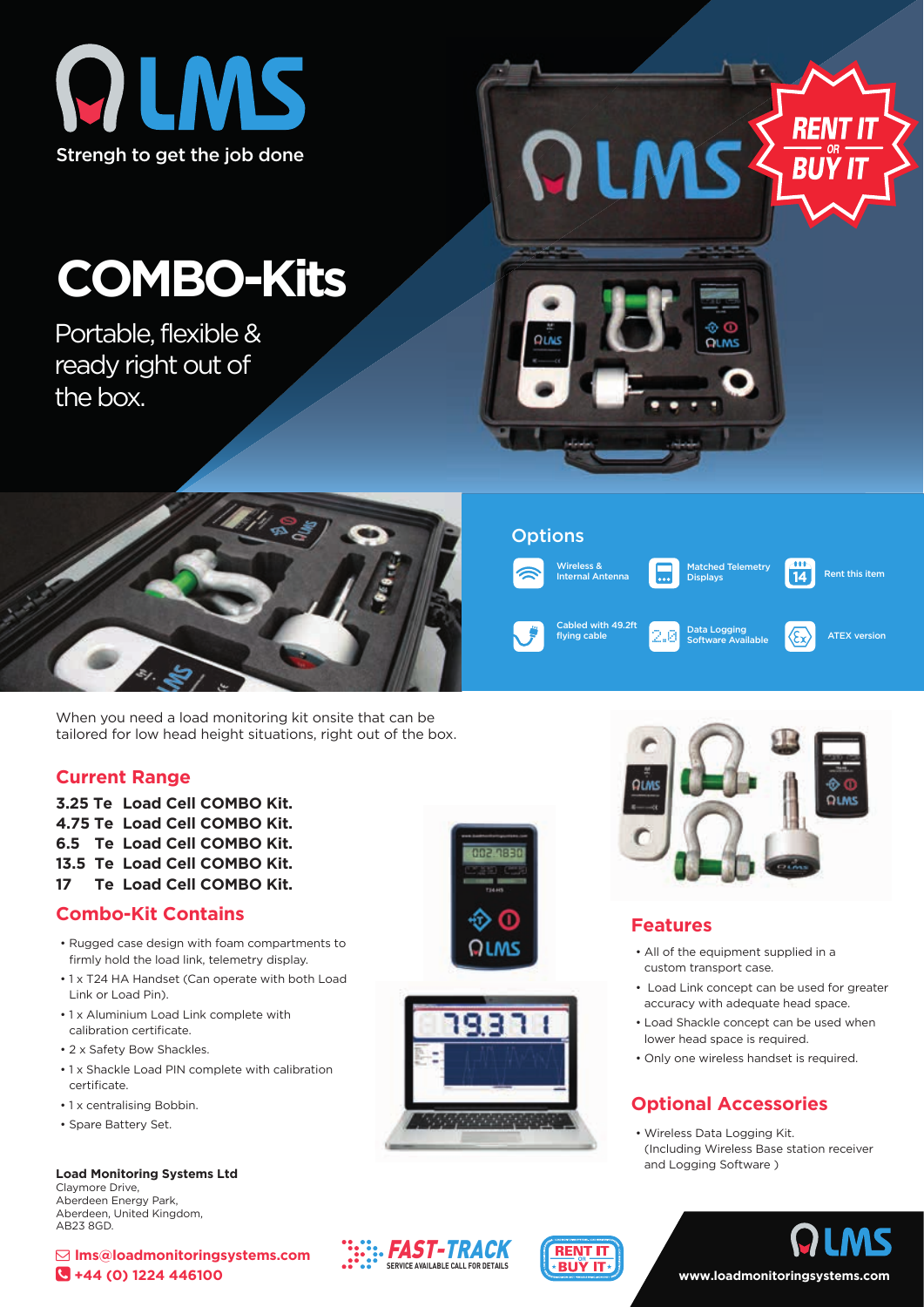# LMS

Strengh to get the job done

# COMBO-Kits

Portable, flexible & ready right out of the box.

RENT IT OR BUY IT

## Options

- Wireless & Internal Antenna
- Matched Telemetry Displays
- Rent this item
- Cabled with 49.2ft flying cable
- Data Logging Software Available
- ATEX version

When you need a load monitoring kit onsite that can be tailored for low head height situations, right out of the box.

## Current Range

**3.25 Te Load Cell COMBO Kit.**
**4.75 Te Load Cell COMBO Kit.**
**6.5 Te Load Cell COMBO Kit.**
**13.5 Te Load Cell COMBO Kit.**
**17 Te Load Cell COMBO Kit.**

## Combo-Kit Contains

- Rugged case design with foam compartments to firmly hold the load link, telemetry display.
- 1 x T24 HA Handset (Can operate with both Load Link or Load Pin).
- 1 x Aluminium Load Link complete with calibration certificate.
- 2 x Safety Bow Shackles.
- 1 x Shackle Load PIN complete with calibration certificate.
- 1 x centralising Bobbin.
- Spare Battery Set.

## Features

- All of the equipment supplied in a custom transport case.
- Load Link concept can be used for greater accuracy with adequate head space.
- Load Shackle concept can be used when lower head space is required.
- Only one wireless handset is required.

## Optional Accessories

- Wireless Data Logging Kit. (Including Wireless Base station receiver and Logging Software )

**Load Monitoring Systems Ltd**
Claymore Drive,
Aberdeen Energy Park,
Aberdeen, United Kingdom,
AB23 8GD.

**lms@loadmonitoringsystems.com**
**+44 (0) 1224 446100**

FAST-TRACK SERVICE AVAILABLE CALL FOR DETAILS

RENT IT OR BUY IT

www.loadmonitoringsystems.com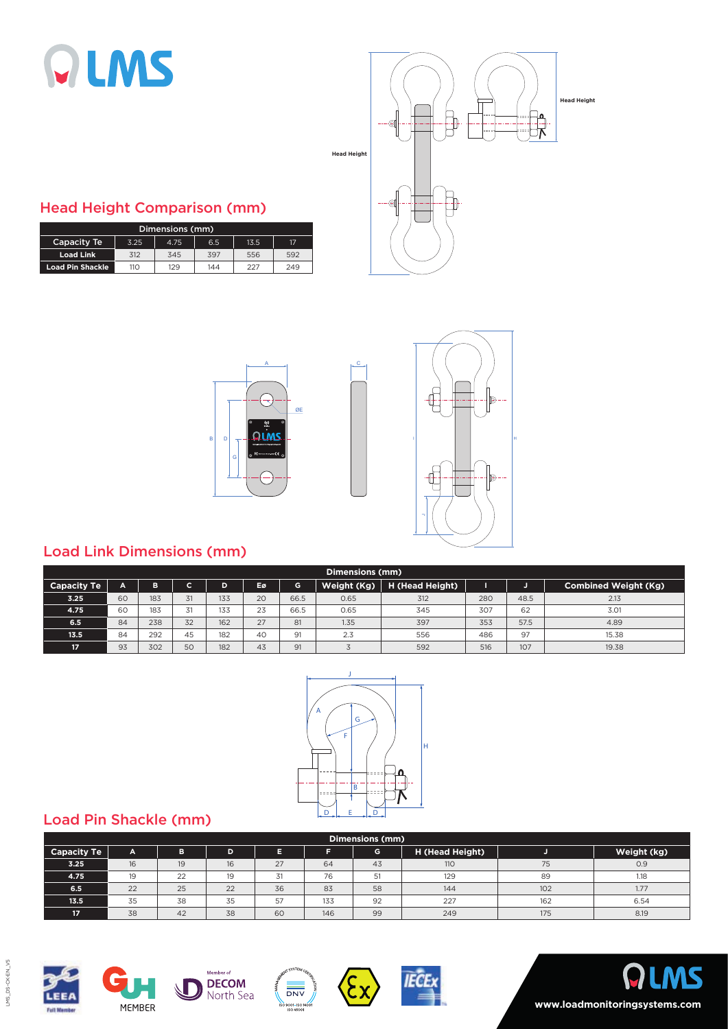## Head Height Comparison (mm)

| Dimensions (mm) | | | | | |
|---|---|---|---|---|---|
| Capacity Te | 3.25 | 4.75 | 6.5 | 13.5 | 17 |
| Load Link | 312 | 345 | 397 | 556 | 592 |
| Load Pin Shackle | 110 | 129 | 144 | 227 | 249 |

Head Height

Head Height

## Load Link Dimensions (mm)

| Capacity Te | A | B | C | D | Eø | G | Weight (Kg) | H (Head Height) | I | J | Combined Weight (Kg) |
|---|---|---|---|---|---|---|---|---|---|---|---|
| 3.25 | 60 | 183 | 31 | 133 | 20 | 66.5 | 0.65 | 312 | 280 | 48.5 | 2.13 |
| 4.75 | 60 | 183 | 31 | 133 | 23 | 66.5 | 0.65 | 345 | 307 | 62 | 3.01 |
| 6.5 | 84 | 238 | 32 | 162 | 27 | 81 | 1.35 | 397 | 353 | 57.5 | 4.89 |
| 13.5 | 84 | 292 | 45 | 182 | 40 | 91 | 2.3 | 556 | 486 | 97 | 15.38 |
| 17 | 93 | 302 | 50 | 182 | 43 | 91 | 3 | 592 | 516 | 107 | 19.38 |

## Load Pin Shackle (mm)

| Capacity Te | A | B | D | E | F | G | H (Head Height) | J | Weight (kg) |
|---|---|---|---|---|---|---|---|---|---|
| 3.25 | 16 | 19 | 16 | 27 | 64 | 43 | 110 | 75 | 0.9 |
| 4.75 | 19 | 22 | 19 | 31 | 76 | 51 | 129 | 89 | 1.18 |
| 6.5 | 22 | 25 | 22 | 36 | 83 | 58 | 144 | 102 | 1.77 |
| 13.5 | 35 | 38 | 35 | 57 | 133 | 92 | 227 | 162 | 6.54 |
| 17 | 38 | 42 | 38 | 60 | 146 | 99 | 249 | 175 | 8.19 |

www.loadmonitoringsystems.com